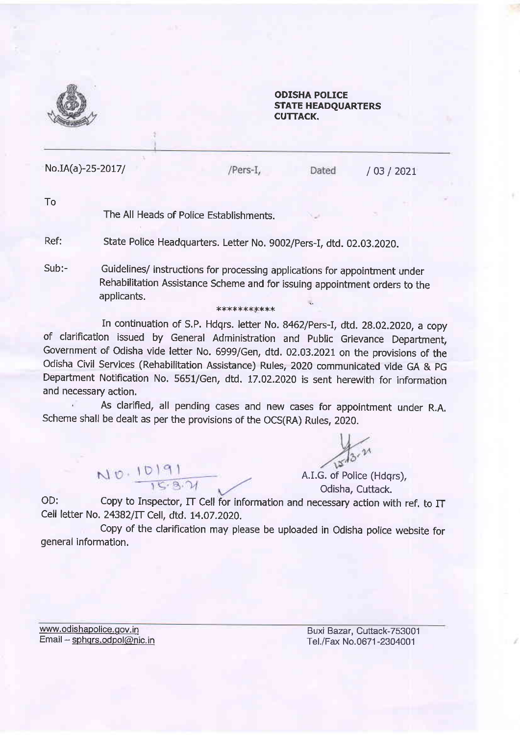**ODISHA POLICE**
**STATE HEADQUARTERS**
**CUTTACK.**

No.IA(a)-25-2017/ /Pers-I, Dated / 03 / 2021

To

The All Heads of Police Establishments.

Ref: State Police Headquarters. Letter No. 9002/Pers-I, dtd. 02.03.2020.

Sub:- Guidelines/ instructions for processing applications for appointment under Rehabilitation Assistance Scheme and for issuing appointment orders to the applicants.

***********

In continuation of S.P. Hdqrs. letter No. 8462/Pers-I, dtd. 28.02.2020, a copy of clarification issued by General Administration and Public Grievance Department, Government of Odisha vide letter No. 6999/Gen, dtd. 02.03.2021 on the provisions of the Odisha Civil Services (Rehabilitation Assistance) Rules, 2020 communicated vide GA & PG Department Notification No. 5651/Gen, dtd. 17.02.2020 is sent herewith for information and necessary action.

As clarified, all pending cases and new cases for appointment under R.A. Scheme shall be dealt as per the provisions of the OCS(RA) Rules, 2020.

No. 10191
15.3.21

15.3.21
A.I.G. of Police (Hdqrs),
Odisha, Cuttack.

OD: Copy to Inspector, IT Cell for information and necessary action with ref. to IT Cell letter No. 24382/IT Cell, dtd. 14.07.2020.

Copy of the clarification may please be uploaded in Odisha police website for general information.

www.odishapolice.gov.in
Email – sphqrs.odpol@nic.in

Buxi Bazar, Cuttack-753001
Tel./Fax No.0671-2304001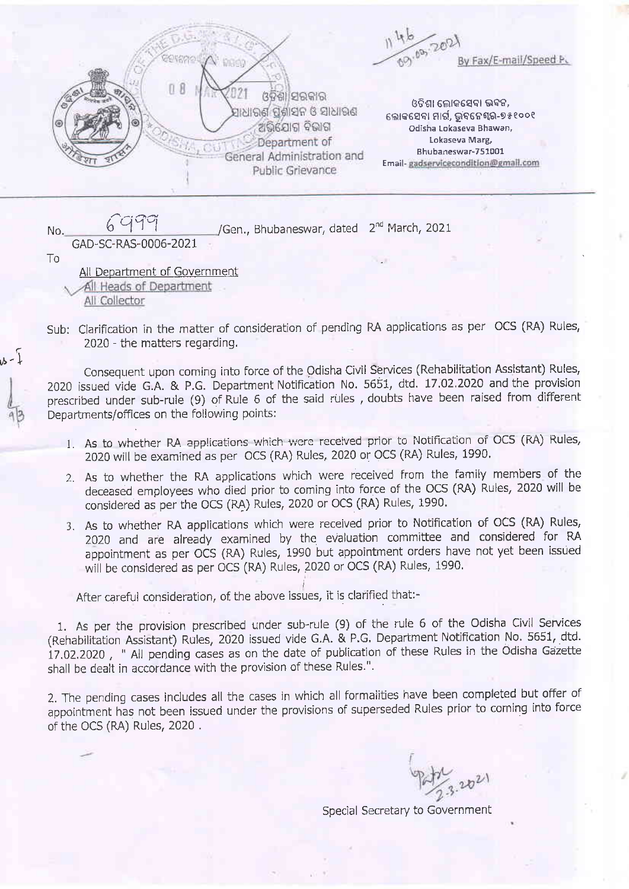ଓଡ଼ିଶା ସରକାର
ସାଧାରଣ ପ୍ରଶାସନ ଓ ସାଧାରଣ ଅଭିଯୋଗ ବିଭାଗ
Department of General Administration and Public Grievance

By Fax/E-mail/Speed P.

ଓଡ଼ିଶା ଲୋକସେବା ଭବନ,
ଲୋକସେବା ମାର୍ଗ, ଭୁବନେଶ୍ୱର-୭୫୧୦୦୧
Odisha Lokaseva Bhawan,
Lokaseva Marg,
Bhubaneswar-751001
Email- gadservicecondition@gmail.com

No. 6999 /Gen., Bhubaneswar, dated 2[nd] March, 2021
GAD-SC-RAS-0006-2021

To

All Department of Government
All Heads of Department
All Collector

Sub: Clarification in the matter of consideration of pending RA applications as per OCS (RA) Rules, 2020 - the matters regarding.

Consequent upon coming into force of the Odisha Civil Services (Rehabilitation Assistant) Rules, 2020 issued vide G.A. & P.G. Department Notification No. 5651, dtd. 17.02.2020 and the provision prescribed under sub-rule (9) of Rule 6 of the said rules , doubts have been raised from different Departments/offices on the following points:

1. As to whether RA applications which were received prior to Notification of OCS (RA) Rules, 2020 will be examined as per OCS (RA) Rules, 2020 or OCS (RA) Rules, 1990.
2. As to whether the RA applications which were received from the family members of the deceased employees who died prior to coming into force of the OCS (RA) Rules, 2020 will be considered as per the OCS (RA) Rules, 2020 or OCS (RA) Rules, 1990.
3. As to whether RA applications which were received prior to Notification of OCS (RA) Rules, 2020 and are already examined by the evaluation committee and considered for RA appointment as per OCS (RA) Rules, 1990 but appointment orders have not yet been issued will be considered as per OCS (RA) Rules, 2020 or OCS (RA) Rules, 1990.

After careful consideration, of the above issues, it is clarified that:-

1. As per the provision prescribed under sub-rule (9) of the rule 6 of the Odisha Civil Services (Rehabilitation Assistant) Rules, 2020 issued vide G.A. & P.G. Department Notification No. 5651, dtd. 17.02.2020 , " All pending cases as on the date of publication of these Rules in the Odisha Gazette shall be dealt in accordance with the provision of these Rules.".

2. The pending cases includes all the cases in which all formalities have been completed but offer of appointment has not been issued under the provisions of superseded Rules prior to coming into force of the OCS (RA) Rules, 2020 .

2.3.2021

Special Secretary to Government